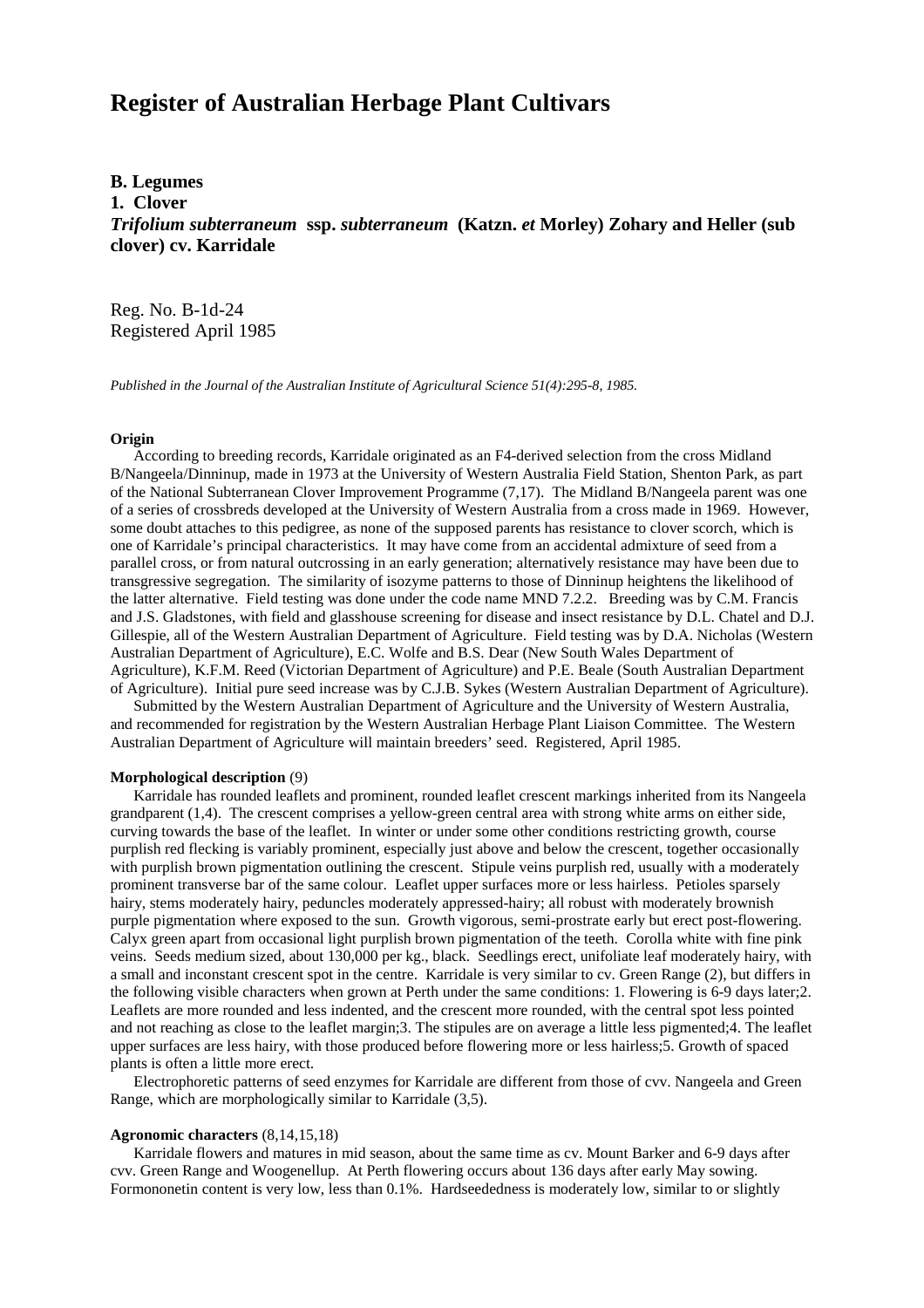# Register of Australian Herbage Plant Cultivars

**B. Legumes**
**1. Clover**
***Trifolium subterraneum* ssp. *subterraneum* (Katzn. *et* Morley) Zohary and Heller (sub clover) cv. Karridale**

Reg. No. B-1d-24
Registered April 1985

*Published in the Journal of the Australian Institute of Agricultural Science 51(4):295-8, 1985.*

**Origin**

According to breeding records, Karridale originated as an F4-derived selection from the cross Midland B/Nangeela/Dinninup, made in 1973 at the University of Western Australia Field Station, Shenton Park, as part of the National Subterranean Clover Improvement Programme (7,17). The Midland B/Nangeela parent was one of a series of crossbreds developed at the University of Western Australia from a cross made in 1969. However, some doubt attaches to this pedigree, as none of the supposed parents has resistance to clover scorch, which is one of Karridale's principal characteristics. It may have come from an accidental admixture of seed from a parallel cross, or from natural outcrossing in an early generation; alternatively resistance may have been due to transgressive segregation. The similarity of isozyme patterns to those of Dinninup heightens the likelihood of the latter alternative. Field testing was done under the code name MND 7.2.2. Breeding was by C.M. Francis and J.S. Gladstones, with field and glasshouse screening for disease and insect resistance by D.L. Chatel and D.J. Gillespie, all of the Western Australian Department of Agriculture. Field testing was by D.A. Nicholas (Western Australian Department of Agriculture), E.C. Wolfe and B.S. Dear (New South Wales Department of Agriculture), K.F.M. Reed (Victorian Department of Agriculture) and P.E. Beale (South Australian Department of Agriculture). Initial pure seed increase was by C.J.B. Sykes (Western Australian Department of Agriculture).

Submitted by the Western Australian Department of Agriculture and the University of Western Australia, and recommended for registration by the Western Australian Herbage Plant Liaison Committee. The Western Australian Department of Agriculture will maintain breeders' seed. Registered, April 1985.

**Morphological description** (9)

Karridale has rounded leaflets and prominent, rounded leaflet crescent markings inherited from its Nangeela grandparent (1,4). The crescent comprises a yellow-green central area with strong white arms on either side, curving towards the base of the leaflet. In winter or under some other conditions restricting growth, course purplish red flecking is variably prominent, especially just above and below the crescent, together occasionally with purplish brown pigmentation outlining the crescent. Stipule veins purplish red, usually with a moderately prominent transverse bar of the same colour. Leaflet upper surfaces more or less hairless. Petioles sparsely hairy, stems moderately hairy, peduncles moderately appressed-hairy; all robust with moderately brownish purple pigmentation where exposed to the sun. Growth vigorous, semi-prostrate early but erect post-flowering. Calyx green apart from occasional light purplish brown pigmentation of the teeth. Corolla white with fine pink veins. Seeds medium sized, about 130,000 per kg., black. Seedlings erect, unifoliate leaf moderately hairy, with a small and inconstant crescent spot in the centre. Karridale is very similar to cv. Green Range (2), but differs in the following visible characters when grown at Perth under the same conditions: 1. Flowering is 6-9 days later;2. Leaflets are more rounded and less indented, and the crescent more rounded, with the central spot less pointed and not reaching as close to the leaflet margin;3. The stipules are on average a little less pigmented;4. The leaflet upper surfaces are less hairy, with those produced before flowering more or less hairless;5. Growth of spaced plants is often a little more erect.

Electrophoretic patterns of seed enzymes for Karridale are different from those of cvv. Nangeela and Green Range, which are morphologically similar to Karridale (3,5).

**Agronomic characters** (8,14,15,18)

Karridale flowers and matures in mid season, about the same time as cv. Mount Barker and 6-9 days after cvv. Green Range and Woogenellup. At Perth flowering occurs about 136 days after early May sowing. Formononetin content is very low, less than 0.1%. Hardseededness is moderately low, similar to or slightly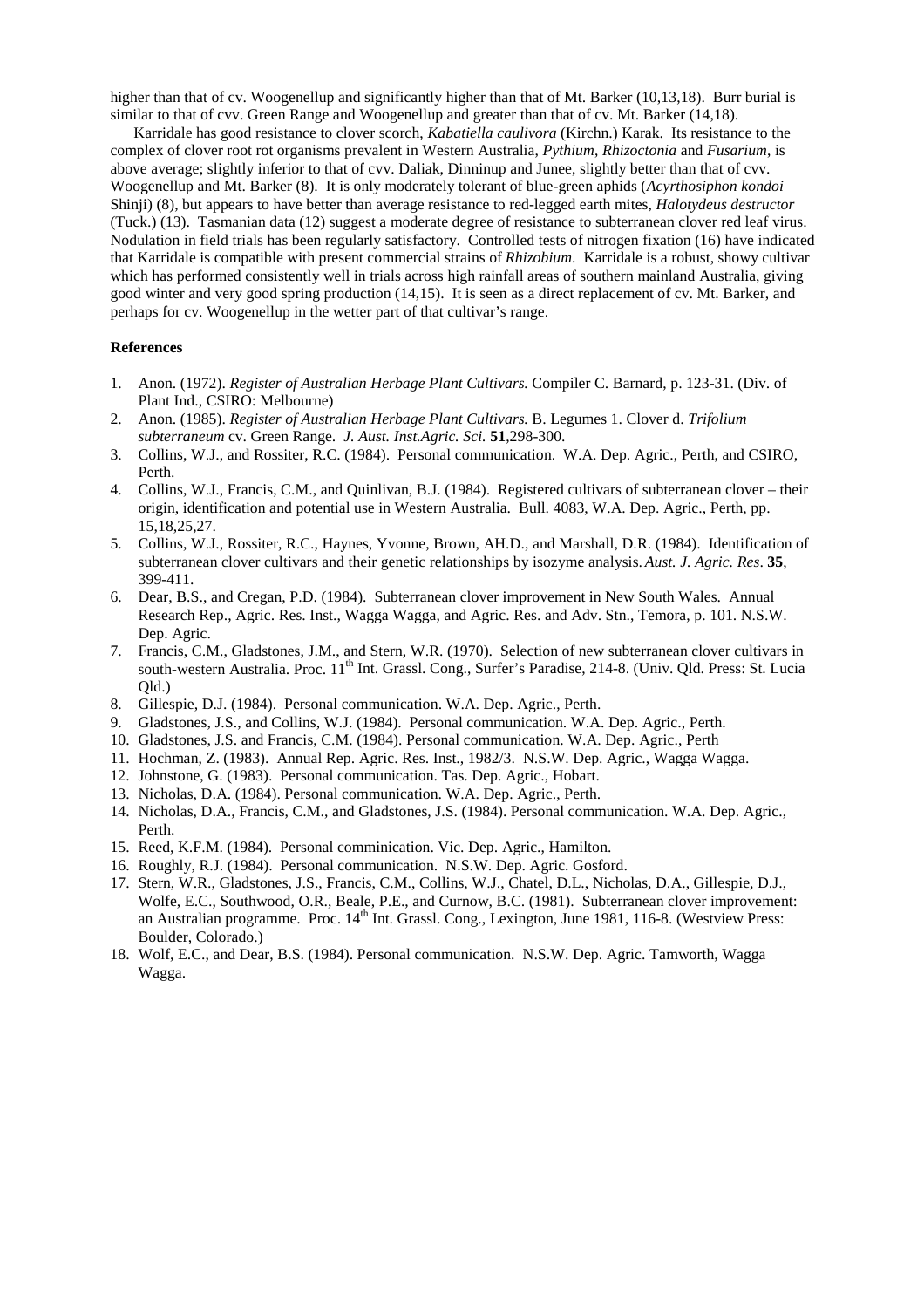higher than that of cv. Woogenellup and significantly higher than that of Mt. Barker (10,13,18). Burr burial is similar to that of cvv. Green Range and Woogenellup and greater than that of cv. Mt. Barker (14,18).

Karridale has good resistance to clover scorch, *Kabatiella caulivora* (Kirchn.) Karak. Its resistance to the complex of clover root rot organisms prevalent in Western Australia, *Pythium*, *Rhizoctonia* and *Fusarium*, is above average; slightly inferior to that of cvv. Daliak, Dinninup and Junee, slightly better than that of cvv. Woogenellup and Mt. Barker (8). It is only moderately tolerant of blue-green aphids (*Acyrthosiphon kondoi* Shinji) (8), but appears to have better than average resistance to red-legged earth mites, *Halotydeus destructor* (Tuck.) (13). Tasmanian data (12) suggest a moderate degree of resistance to subterranean clover red leaf virus. Nodulation in field trials has been regularly satisfactory. Controlled tests of nitrogen fixation (16) have indicated that Karridale is compatible with present commercial strains of *Rhizobium*. Karridale is a robust, showy cultivar which has performed consistently well in trials across high rainfall areas of southern mainland Australia, giving good winter and very good spring production (14,15). It is seen as a direct replacement of cv. Mt. Barker, and perhaps for cv. Woogenellup in the wetter part of that cultivar's range.

**References**

1. Anon. (1972). *Register of Australian Herbage Plant Cultivars.* Compiler C. Barnard, p. 123-31. (Div. of Plant Ind., CSIRO: Melbourne)
2. Anon. (1985). *Register of Australian Herbage Plant Cultivars.* B. Legumes 1. Clover d. *Trifolium subterraneum* cv. Green Range. *J. Aust. Inst.Agric. Sci.* **51**,298-300.
3. Collins, W.J., and Rossiter, R.C. (1984). Personal communication. W.A. Dep. Agric., Perth, and CSIRO, Perth.
4. Collins, W.J., Francis, C.M., and Quinlivan, B.J. (1984). Registered cultivars of subterranean clover – their origin, identification and potential use in Western Australia. Bull. 4083, W.A. Dep. Agric., Perth, pp. 15,18,25,27.
5. Collins, W.J., Rossiter, R.C., Haynes, Yvonne, Brown, AH.D., and Marshall, D.R. (1984). Identification of subterranean clover cultivars and their genetic relationships by isozyme analysis. *Aust. J. Agric. Res*. **35**, 399-411.
6. Dear, B.S., and Cregan, P.D. (1984). Subterranean clover improvement in New South Wales. Annual Research Rep., Agric. Res. Inst., Wagga Wagga, and Agric. Res. and Adv. Stn., Temora, p. 101. N.S.W. Dep. Agric.
7. Francis, C.M., Gladstones, J.M., and Stern, W.R. (1970). Selection of new subterranean clover cultivars in south-western Australia. Proc. 11th Int. Grassl. Cong., Surfer's Paradise, 214-8. (Univ. Qld. Press: St. Lucia Qld.)
8. Gillespie, D.J. (1984). Personal communication. W.A. Dep. Agric., Perth.
9. Gladstones, J.S., and Collins, W.J. (1984). Personal communication. W.A. Dep. Agric., Perth.
10. Gladstones, J.S. and Francis, C.M. (1984). Personal communication. W.A. Dep. Agric., Perth
11. Hochman, Z. (1983). Annual Rep. Agric. Res. Inst., 1982/3. N.S.W. Dep. Agric., Wagga Wagga.
12. Johnstone, G. (1983). Personal communication. Tas. Dep. Agric., Hobart.
13. Nicholas, D.A. (1984). Personal communication. W.A. Dep. Agric., Perth.
14. Nicholas, D.A., Francis, C.M., and Gladstones, J.S. (1984). Personal communication. W.A. Dep. Agric., Perth.
15. Reed, K.F.M. (1984). Personal comminication. Vic. Dep. Agric., Hamilton.
16. Roughly, R.J. (1984). Personal communication. N.S.W. Dep. Agric. Gosford.
17. Stern, W.R., Gladstones, J.S., Francis, C.M., Collins, W.J., Chatel, D.L., Nicholas, D.A., Gillespie, D.J., Wolfe, E.C., Southwood, O.R., Beale, P.E., and Curnow, B.C. (1981). Subterranean clover improvement: an Australian programme. Proc. 14th Int. Grassl. Cong., Lexington, June 1981, 116-8. (Westview Press: Boulder, Colorado.)
18. Wolf, E.C., and Dear, B.S. (1984). Personal communication. N.S.W. Dep. Agric. Tamworth, Wagga Wagga.